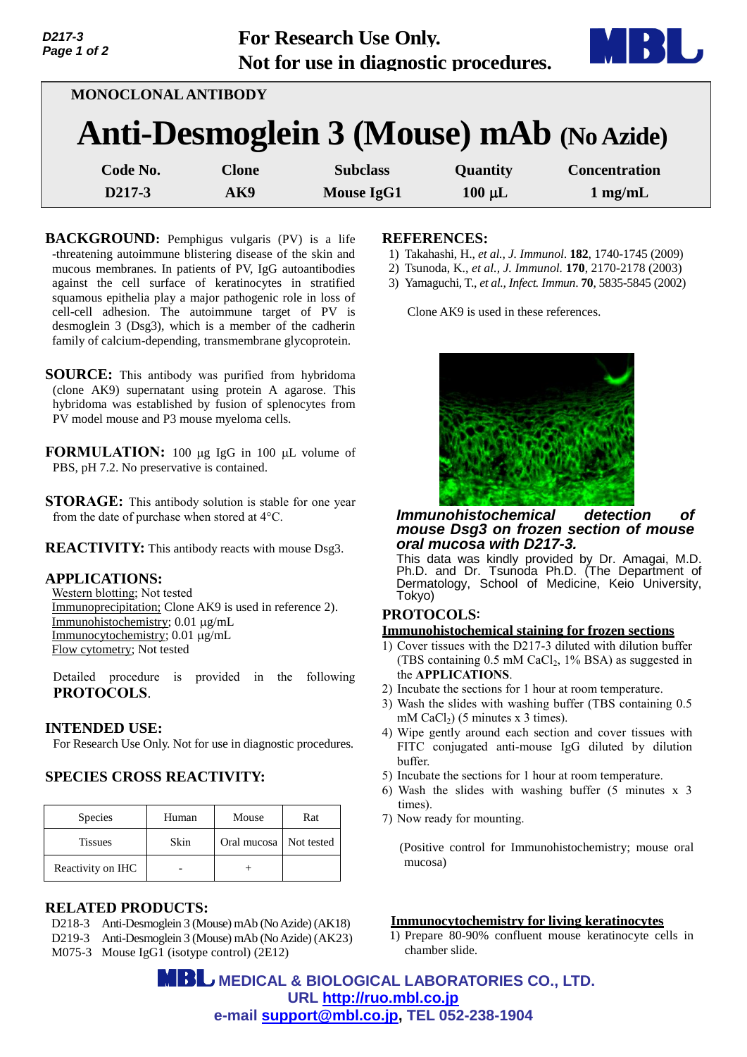For Research Use Only.
Not for use in diagnostic procedures.

**MONOCLONAL ANTIBODY**

# Anti-Desmoglein 3 (Mouse) mAb (No Azide)

| Code No. | Clone | Subclass | Quantity | Concentration |
|---|---|---|---|---|
| D217-3 | AK9 | Mouse IgG1 | 100 μL | 1 mg/mL |

**BACKGROUND:** Pemphigus vulgaris (PV) is a life-threatening autoimmune blistering disease of the skin and mucous membranes. In patients of PV, IgG autoantibodies against the cell surface of keratinocytes in stratified squamous epithelia play a major pathogenic role in loss of cell-cell adhesion. The autoimmune target of PV is desmoglein 3 (Dsg3), which is a member of the cadherin family of calcium-depending, transmembrane glycoprotein.

**SOURCE:** This antibody was purified from hybridoma (clone AK9) supernatant using protein A agarose. This hybridoma was established by fusion of splenocytes from PV model mouse and P3 mouse myeloma cells.

**FORMULATION:** 100 μg IgG in 100 μL volume of PBS, pH 7.2. No preservative is contained.

**STORAGE:** This antibody solution is stable for one year from the date of purchase when stored at 4°C.

**REACTIVITY:** This antibody reacts with mouse Dsg3.

**APPLICATIONS:**

Western blotting; Not tested
Immunoprecipitation; Clone AK9 is used in reference 2).
Immunohistochemistry; 0.01 μg/mL
Immunocytochemistry; 0.01 μg/mL
Flow cytometry; Not tested

Detailed procedure is provided in the following **PROTOCOLS**.

**INTENDED USE:**

For Research Use Only. Not for use in diagnostic procedures.

**SPECIES CROSS REACTIVITY:**

| Species | Human | Mouse | Rat |
|---|---|---|---|
| Tissues | Skin | Oral mucosa | Not tested |
| Reactivity on IHC | - | + | |

**RELATED PRODUCTS:**

D218-3 Anti-Desmoglein 3 (Mouse) mAb (No Azide) (AK18)
D219-3 Anti-Desmoglein 3 (Mouse) mAb (No Azide) (AK23)
M075-3 Mouse IgG1 (isotype control) (2E12)

**REFERENCES:**

1) Takahashi, H., *et al., J. Immunol.* **182**, 1740-1745 (2009)
2) Tsunoda, K., *et al., J. Immunol.* **170**, 2170-2178 (2003)
3) Yamaguchi, T., *et al., Infect. Immun.* **70**, 5835-5845 (2002)

Clone AK9 is used in these references.

***Immunohistochemical detection of mouse Dsg3 on frozen section of mouse oral mucosa with D217-3.***
This data was kindly provided by Dr. Amagai, M.D. Ph.D. and Dr. Tsunoda Ph.D. (The Department of Dermatology, School of Medicine, Keio University, Tokyo)

**PROTOCOLS:**

**Immunohistochemical staining for frozen sections**

1) Cover tissues with the D217-3 diluted with dilution buffer (TBS containing 0.5 mM $CaCl_2$, 1% BSA) as suggested in the **APPLICATIONS**.
2) Incubate the sections for 1 hour at room temperature.
3) Wash the slides with washing buffer (TBS containing 0.5 mM $CaCl_2$) (5 minutes x 3 times).
4) Wipe gently around each section and cover tissues with FITC conjugated anti-mouse IgG diluted by dilution buffer.
5) Incubate the sections for 1 hour at room temperature.
6) Wash the slides with washing buffer (5 minutes x 3 times).
7) Now ready for mounting.

(Positive control for Immunohistochemistry; mouse oral mucosa)

**Immunocytochemistry for living keratinocytes**

1) Prepare 80-90% confluent mouse keratinocyte cells in chamber slide.

**MEDICAL & BIOLOGICAL LABORATORIES CO., LTD.**
URL http://ruo.mbl.co.jp
e-mail support@mbl.co.jp, TEL 052-238-1904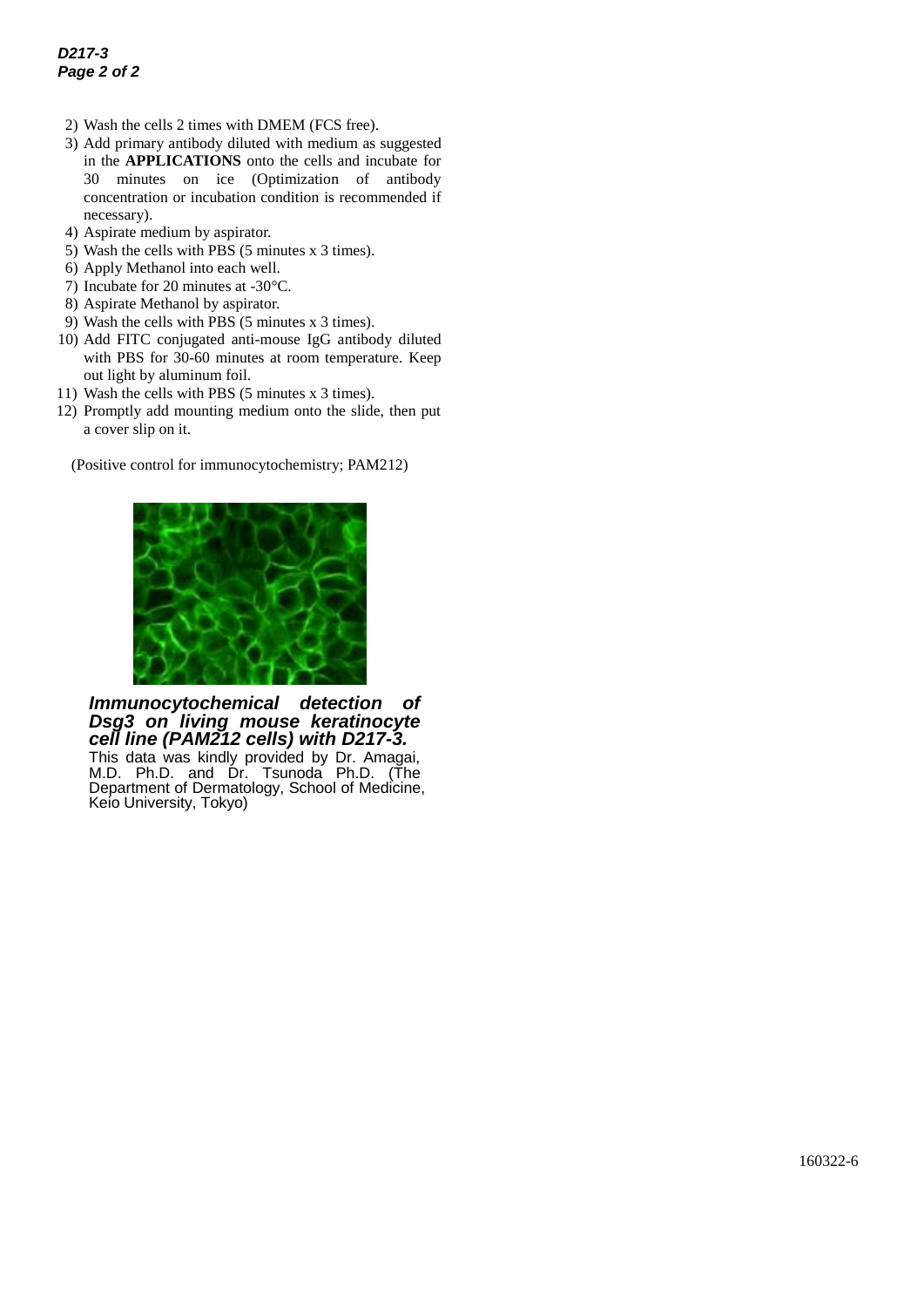2) Wash the cells 2 times with DMEM (FCS free).
3) Add primary antibody diluted with medium as suggested in the **APPLICATIONS** onto the cells and incubate for 30 minutes on ice (Optimization of antibody concentration or incubation condition is recommended if necessary).
4) Aspirate medium by aspirator.
5) Wash the cells with PBS (5 minutes x 3 times).
6) Apply Methanol into each well.
7) Incubate for 20 minutes at -30°C.
8) Aspirate Methanol by aspirator.
9) Wash the cells with PBS (5 minutes x 3 times).
10) Add FITC conjugated anti-mouse IgG antibody diluted with PBS for 30-60 minutes at room temperature. Keep out light by aluminum foil.
11) Wash the cells with PBS (5 minutes x 3 times).
12) Promptly add mounting medium onto the slide, then put a cover slip on it.

(Positive control for immunocytochemistry; PAM212)

***Immunocytochemical detection of Dsg3 on living mouse keratinocyte cell line (PAM212 cells) with D217-3.***
This data was kindly provided by Dr. Amagai, M.D. Ph.D. and Dr. Tsunoda Ph.D. (The Department of Dermatology, School of Medicine, Keio University, Tokyo)

160322-6